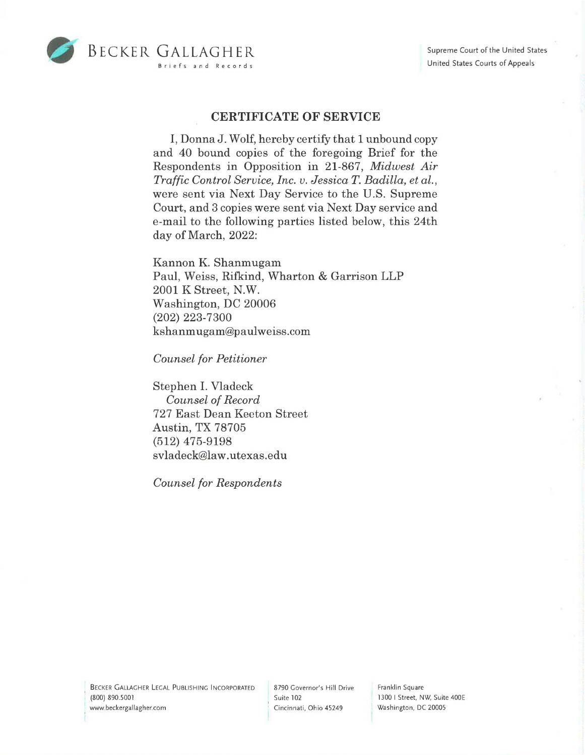BECKER GALLAGHER
Briefs and Records

Supreme Court of the United States
United States Courts of Appeals

## CERTIFICATE OF SERVICE

I, Donna J. Wolf, hereby certify that 1 unbound copy and 40 bound copies of the foregoing Brief for the Respondents in Opposition in 21-867, *Midwest Air Traffic Control Service, Inc. v. Jessica T. Badilla, et al.*, were sent via Next Day Service to the U.S. Supreme Court, and 3 copies were sent via Next Day service and e-mail to the following parties listed below, this 24th day of March, 2022:

Kannon K. Shanmugam
Paul, Weiss, Rifkind, Wharton & Garrison LLP
2001 K Street, N.W.
Washington, DC 20006
(202) 223-7300
kshanmugam@paulweiss.com

*Counsel for Petitioner*

Stephen I. Vladeck
*Counsel of Record*
727 East Dean Keeton Street
Austin, TX 78705
(512) 475-9198
svladeck@law.utexas.edu

*Counsel for Respondents*

BECKER GALLAGHER LEGAL PUBLISHING INCORPORATED
(800) 890.5001
www.beckergallagher.com

8790 Governor's Hill Drive
Suite 102
Cincinnati, Ohio 45249

Franklin Square
1300 I Street, NW, Suite 400E
Washington, DC 20005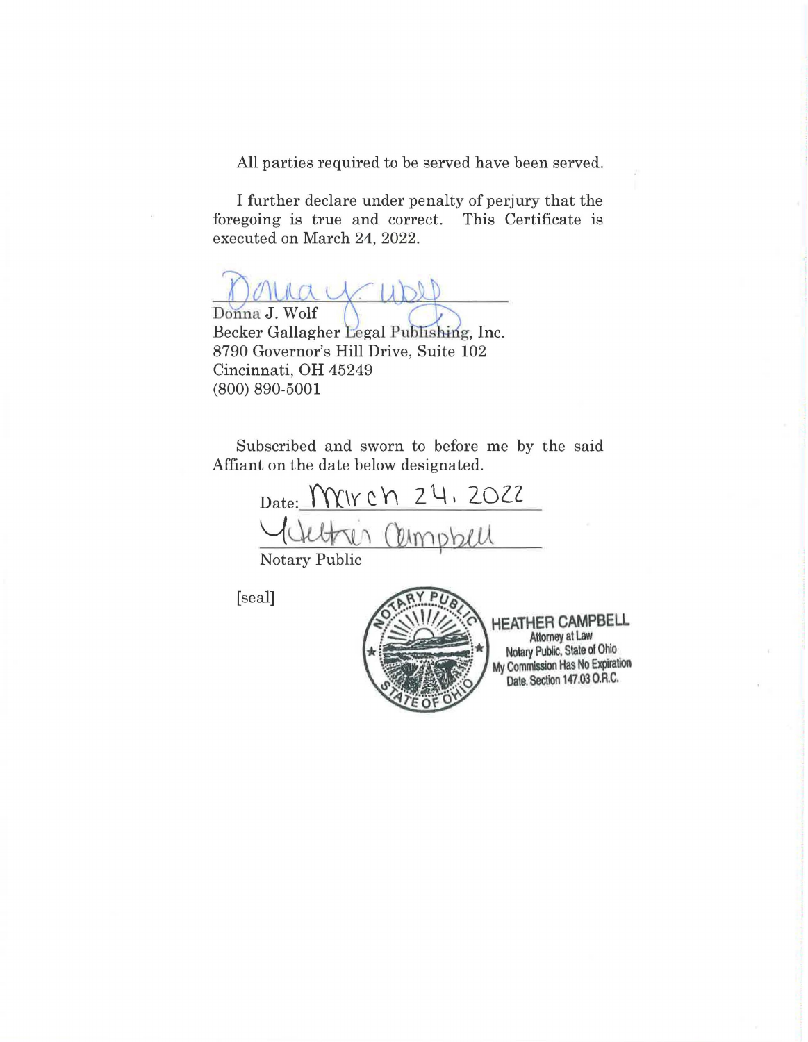All parties required to be served have been served.

I further declare under penalty of perjury that the foregoing is true and correct. This Certificate is executed on March 24, 2022.

Donna J. Wolf
Becker Gallagher Legal Publishing, Inc.
8790 Governor's Hill Drive, Suite 102
Cincinnati, OH 45249
(800) 890-5001

Subscribed and sworn to before me by the said Affiant on the date below designated.

Date: March 24, 2022

Notary Public

[seal]

NOTARY PUBLIC
STATE OF OHIO

HEATHER CAMPBELL
Attorney at Law
Notary Public, State of Ohio
My Commission Has No Expiration
Date. Section 147.03 O.R.C.